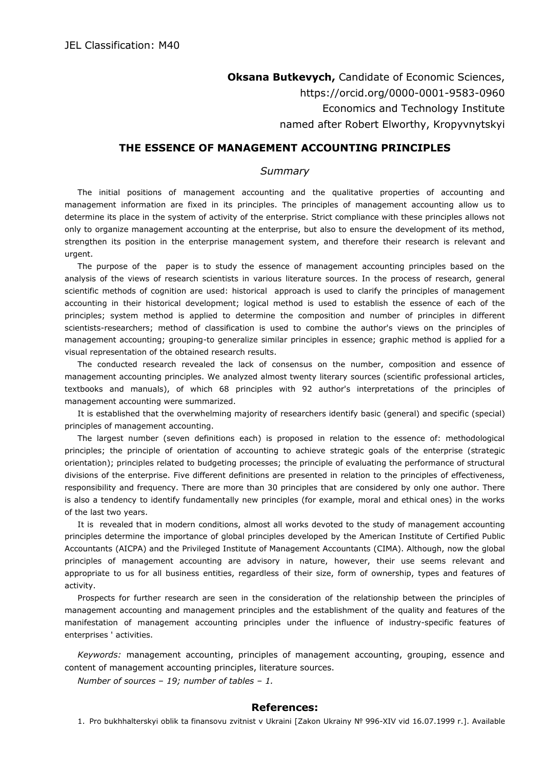JEL Classification: M40

**Oksana Butkevych,** Candidate of Economic Sciences,
https://orcid.org/0000-0001-9583-0960
Economics and Technology Institute
named after Robert Elworthy, Kropyvnytskyi

## THE ESSENCE OF MANAGEMENT ACCOUNTING PRINCIPLES

### *Summary*

The initial positions of management accounting and the qualitative properties of accounting and management information are fixed in its principles. The principles of management accounting allow us to determine its place in the system of activity of the enterprise. Strict compliance with these principles allows not only to organize management accounting at the enterprise, but also to ensure the development of its method, strengthen its position in the enterprise management system, and therefore their research is relevant and urgent.

The purpose of the paper is to study the essence of management accounting principles based on the analysis of the views of research scientists in various literature sources. In the process of research, general scientific methods of cognition are used: historical approach is used to clarify the principles of management accounting in their historical development; logical method is used to establish the essence of each of the principles; system method is applied to determine the composition and number of principles in different scientists-researchers; method of classification is used to combine the author's views on the principles of management accounting; grouping-to generalize similar principles in essence; graphic method is applied for a visual representation of the obtained research results.

The conducted research revealed the lack of consensus on the number, composition and essence of management accounting principles. We analyzed almost twenty literary sources (scientific professional articles, textbooks and manuals), of which 68 principles with 92 author's interpretations of the principles of management accounting were summarized.

It is established that the overwhelming majority of researchers identify basic (general) and specific (special) principles of management accounting.

The largest number (seven definitions each) is proposed in relation to the essence of: methodological principles; the principle of orientation of accounting to achieve strategic goals of the enterprise (strategic orientation); principles related to budgeting processes; the principle of evaluating the performance of structural divisions of the enterprise. Five different definitions are presented in relation to the principles of effectiveness, responsibility and frequency. There are more than 30 principles that are considered by only one author. There is also a tendency to identify fundamentally new principles (for example, moral and ethical ones) in the works of the last two years.

It is revealed that in modern conditions, almost all works devoted to the study of management accounting principles determine the importance of global principles developed by the American Institute of Certified Public Accountants (AICPA) and the Privileged Institute of Management Accountants (CIMA). Although, now the global principles of management accounting are advisory in nature, however, their use seems relevant and appropriate to us for all business entities, regardless of their size, form of ownership, types and features of activity.

Prospects for further research are seen in the consideration of the relationship between the principles of management accounting and management principles and the establishment of the quality and features of the manifestation of management accounting principles under the influence of industry-specific features of enterprises ' activities.

*Keywords:* management accounting, principles of management accounting, grouping, essence and content of management accounting principles, literature sources.

*Number of sources – 19; number of tables – 1.*

### References:

1. Pro bukhhalterskyi oblik ta finansovu zvitnist v Ukraini [Zakon Ukrainy № 996-XIV vid 16.07.1999 r.]. Available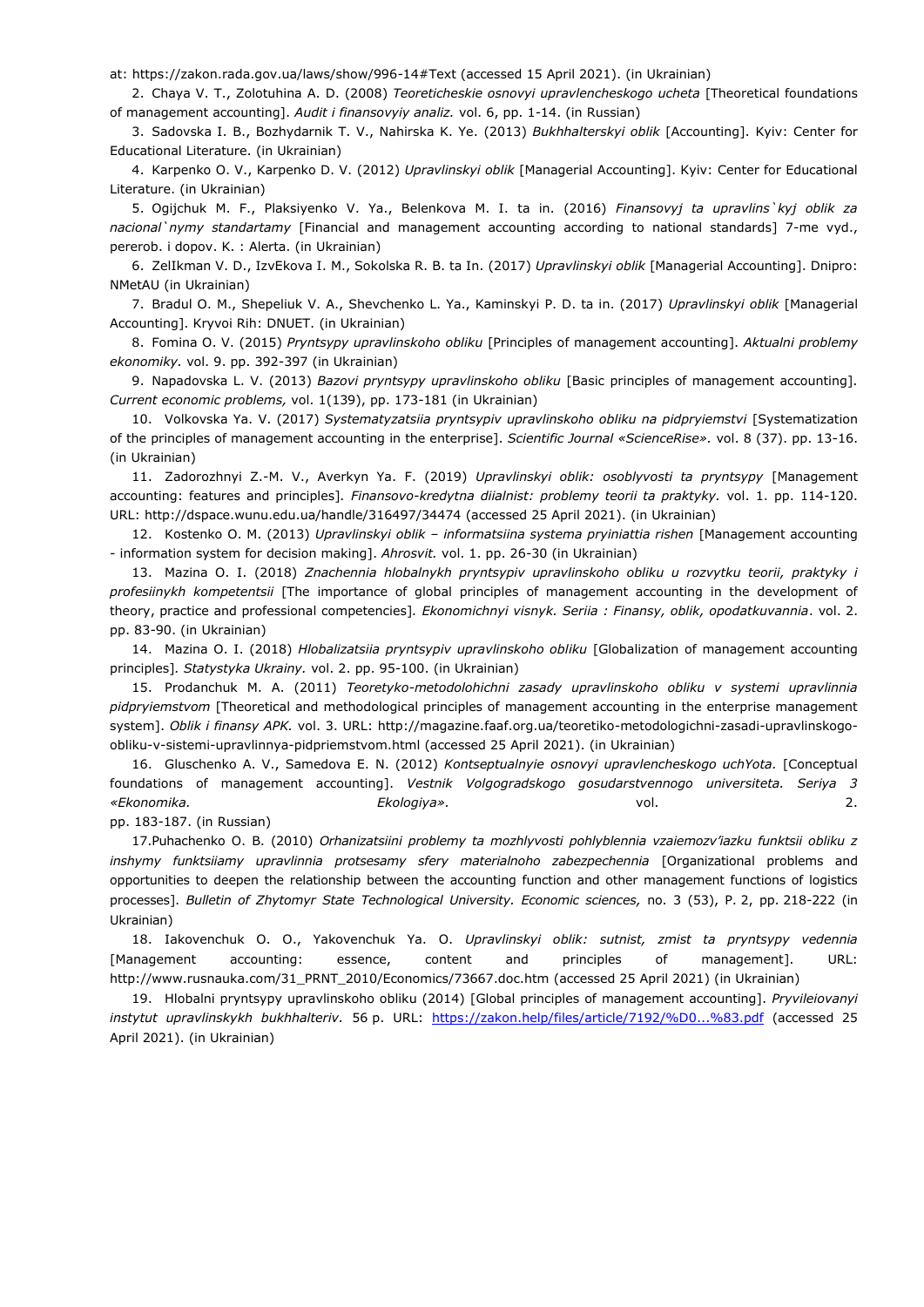at: https://zakon.rada.gov.ua/laws/show/996-14#Text (accessed 15 April 2021). (in Ukrainian)

2. Chaya V. T., Zolotuhina A. D. (2008) *Teoreticheskie osnovyi upravlencheskogo ucheta* [Theoretical foundations of management accounting]. *Audit i finansovyiy analiz.* vol. 6, pp. 1-14. (in Russian)

3. Sadovska I. B., Bozhydarnik T. V., Nahirska K. Ye. (2013) *Bukhhalterskyi oblik* [Accounting]. Kyiv: Center for Educational Literature. (in Ukrainian)

4. Karpenko O. V., Karpenko D. V. (2012) *Upravlinskyi oblik* [Managerial Accounting]. Kyiv: Center for Educational Literature. (in Ukrainian)

5. Ogijchuk M. F., Plaksiyenko V. Ya., Belenkova M. I. ta in. (2016) *Finansovyj ta upravlins`kyj oblik za nacional`nymy standartamy* [Financial and management accounting according to national standards] 7-me vyd., pererob. i dopov. K. : Alerta. (in Ukrainian)

6. ZelIkman V. D., IzvEkova I. M., Sokolska R. B. ta In. (2017) *Upravlinskyi oblik* [Managerial Accounting]. Dnipro: NMetAU (in Ukrainian)

7. Bradul O. M., Shepeliuk V. A., Shevchenko L. Ya., Kaminskyi P. D. ta in. (2017) *Upravlinskyi oblik* [Managerial Accounting]. Kryvoi Rih: DNUET. (in Ukrainian)

8. Fomina O. V. (2015) *Pryntsypy upravlinskoho obliku* [Principles of management accounting]. *Aktualni problemy ekonomiky.* vol. 9. pp. 392-397 (in Ukrainian)

9. Napadovska L. V. (2013) *Bazovi pryntsypy upravlinskoho obliku* [Basic principles of management accounting]. *Current economic problems,* vol. 1(139), pp. 173-181 (in Ukrainian)

10. Volkovska Ya. V. (2017) *Systematyzatsiia pryntsypiv upravlinskoho obliku na pidpryiemstvi* [Systematization of the principles of management accounting in the enterprise]. *Scientific Journal «ScienceRise».* vol. 8 (37). pp. 13-16. (in Ukrainian)

11. Zadorozhnyi Z.-M. V., Averkyn Ya. F. (2019) *Upravlinskyi oblik: osoblyvosti ta pryntsypy* [Management accounting: features and principles]. *Finansovo-kredytna diialnist: problemy teorii ta praktyky.* vol. 1. pp. 114-120. URL: http://dspace.wunu.edu.ua/handle/316497/34474 (accessed 25 April 2021). (in Ukrainian)

12. Kostenko O. M. (2013) *Upravlinskyi oblik – informatsiina systema pryiniattia rishen* [Management accounting - information system for decision making]. *Ahrosvit.* vol. 1. pp. 26-30 (in Ukrainian)

13. Mazina O. I. (2018) *Znachennia hlobalnykh pryntsypiv upravlinskoho obliku u rozvytku teorii, praktyky i profesiinykh kompetentsii* [The importance of global principles of management accounting in the development of theory, practice and professional competencies]. *Ekonomichnyi visnyk. Seriia : Finansy, oblik, opodatkuvannia*. vol. 2. pp. 83-90. (in Ukrainian)

14. Mazina O. I. (2018) *Hlobalizatsiia pryntsypiv upravlinskoho obliku* [Globalization of management accounting principles]. *Statystyka Ukrainy.* vol. 2. pp. 95-100. (in Ukrainian)

15. Prodanchuk M. A. (2011) *Teoretyko-metodolohichni zasady upravlinskoho obliku v systemi upravlinnia pidpryiemstvom* [Theoretical and methodological principles of management accounting in the enterprise management system]. *Oblik i finansy APK.* vol. 3. URL: http://magazine.faaf.org.ua/teoretiko-metodologichni-zasadi-upravlinskogo-obliku-v-sistemi-upravlinnya-pidpriemstvom.html (accessed 25 April 2021). (in Ukrainian)

16. Gluschenko A. V., Samedova E. N. (2012) *Kontseptualnyie osnovyi upravlencheskogo uchYota.* [Conceptual foundations of management accounting]. *Vestnik Volgogradskogo gosudarstvennogo universiteta. Seriya 3 «Ekonomika. Ekologiya».* vol. 2. pp. 183-187. (in Russian)

17. Puhachenko O. B. (2010) *Orhanizatsiini problemy ta mozhlyvosti pohlyblennia vzaiemozv'iazku funktsii obliku z inshymy funktsiiamy upravlinnia protsesamy sfery materialnoho zabezpechennia* [Organizational problems and opportunities to deepen the relationship between the accounting function and other management functions of logistics processes]. *Bulletin of Zhytomyr State Technological University. Economic sciences,* no. 3 (53), P. 2, pp. 218-222 (in Ukrainian)

18. Iakovenchuk O. O., Yakovenchuk Ya. O. *Upravlinskyi oblik: sutnist, zmist ta pryntsypy vedennia* [Management accounting: essence, content and principles of management]. URL: http://www.rusnauka.com/31_PRNT_2010/Economics/73667.doc.htm (accessed 25 April 2021) (in Ukrainian)

19. Hlobalni pryntsypy upravlinskoho obliku (2014) [Global principles of management accounting]. *Pryvileiovanyi instytut upravlinskykh bukhhalteriv.* 56 p. URL: https://zakon.help/files/article/7192/%D0...%83.pdf (accessed 25 April 2021). (in Ukrainian)